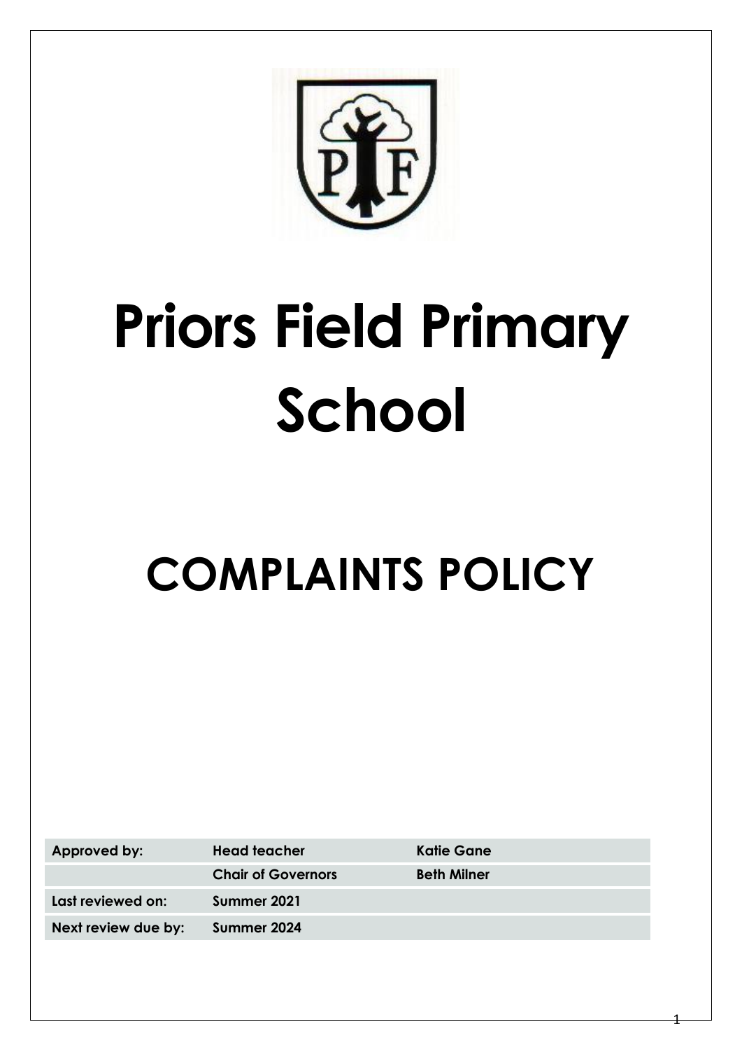# Priors Field Primary School

# COMPLAINTS POLICY

| | | |
|---|---|---|
| **Approved by:** | **Head teacher** | **Katie Gane** |
| | **Chair of Governors** | **Beth Milner** |
| **Last reviewed on:** | **Summer 2021** | |
| **Next review due by:** | **Summer 2024** | |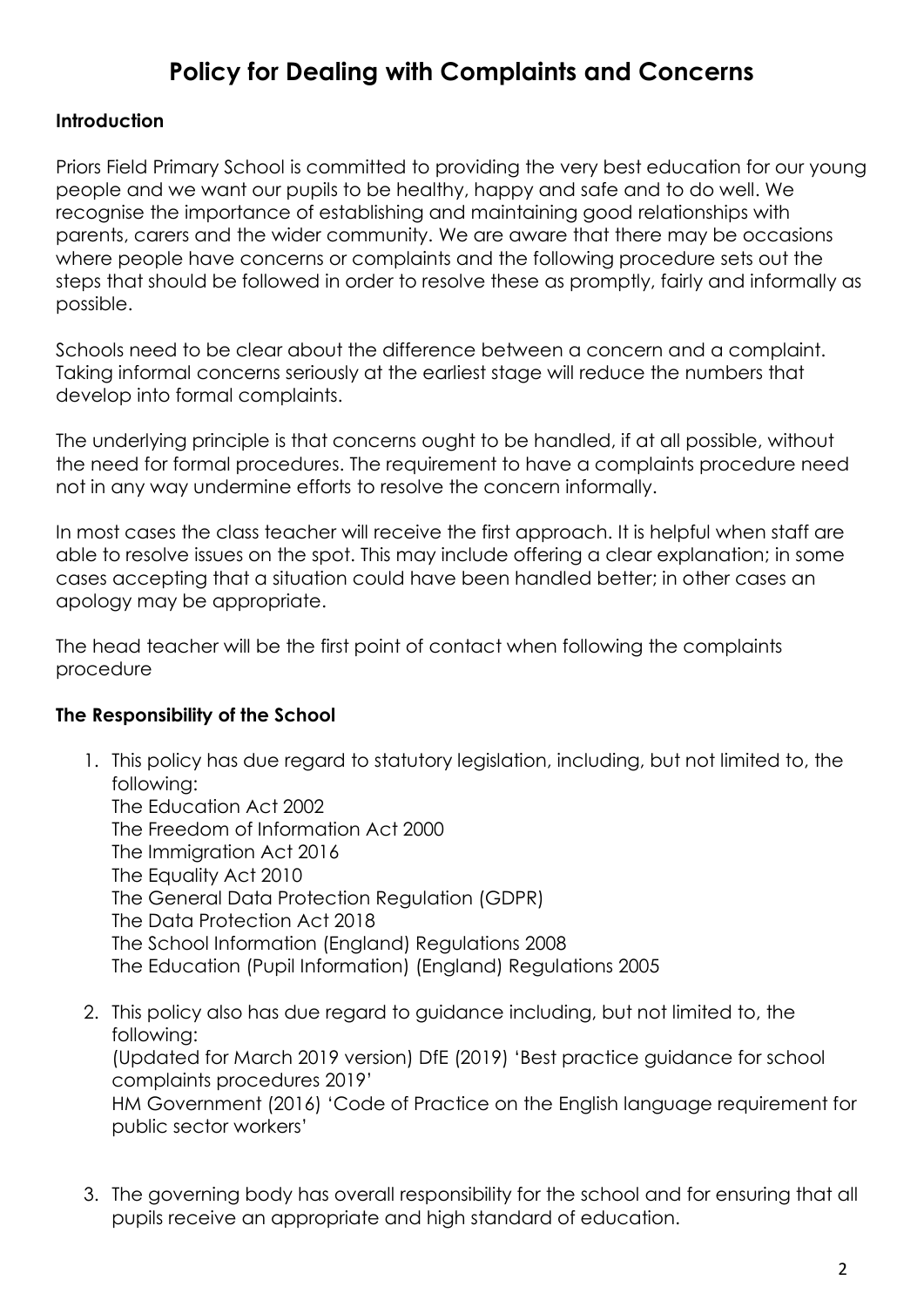# Policy for Dealing with Complaints and Concerns

**Introduction**

Priors Field Primary School is committed to providing the very best education for our young people and we want our pupils to be healthy, happy and safe and to do well. We recognise the importance of establishing and maintaining good relationships with parents, carers and the wider community. We are aware that there may be occasions where people have concerns or complaints and the following procedure sets out the steps that should be followed in order to resolve these as promptly, fairly and informally as possible.

Schools need to be clear about the difference between a concern and a complaint. Taking informal concerns seriously at the earliest stage will reduce the numbers that develop into formal complaints.

The underlying principle is that concerns ought to be handled, if at all possible, without the need for formal procedures. The requirement to have a complaints procedure need not in any way undermine efforts to resolve the concern informally.

In most cases the class teacher will receive the first approach. It is helpful when staff are able to resolve issues on the spot. This may include offering a clear explanation; in some cases accepting that a situation could have been handled better; in other cases an apology may be appropriate.

The head teacher will be the first point of contact when following the complaints procedure

**The Responsibility of the School**

1. This policy has due regard to statutory legislation, including, but not limited to, the following:
   The Education Act 2002
   The Freedom of Information Act 2000
   The Immigration Act 2016
   The Equality Act 2010
   The General Data Protection Regulation (GDPR)
   The Data Protection Act 2018
   The School Information (England) Regulations 2008
   The Education (Pupil Information) (England) Regulations 2005
2. This policy also has due regard to guidance including, but not limited to, the following:
   (Updated for March 2019 version) DfE (2019) 'Best practice guidance for school complaints procedures 2019'
   HM Government (2016) 'Code of Practice on the English language requirement for public sector workers'
3. The governing body has overall responsibility for the school and for ensuring that all pupils receive an appropriate and high standard of education.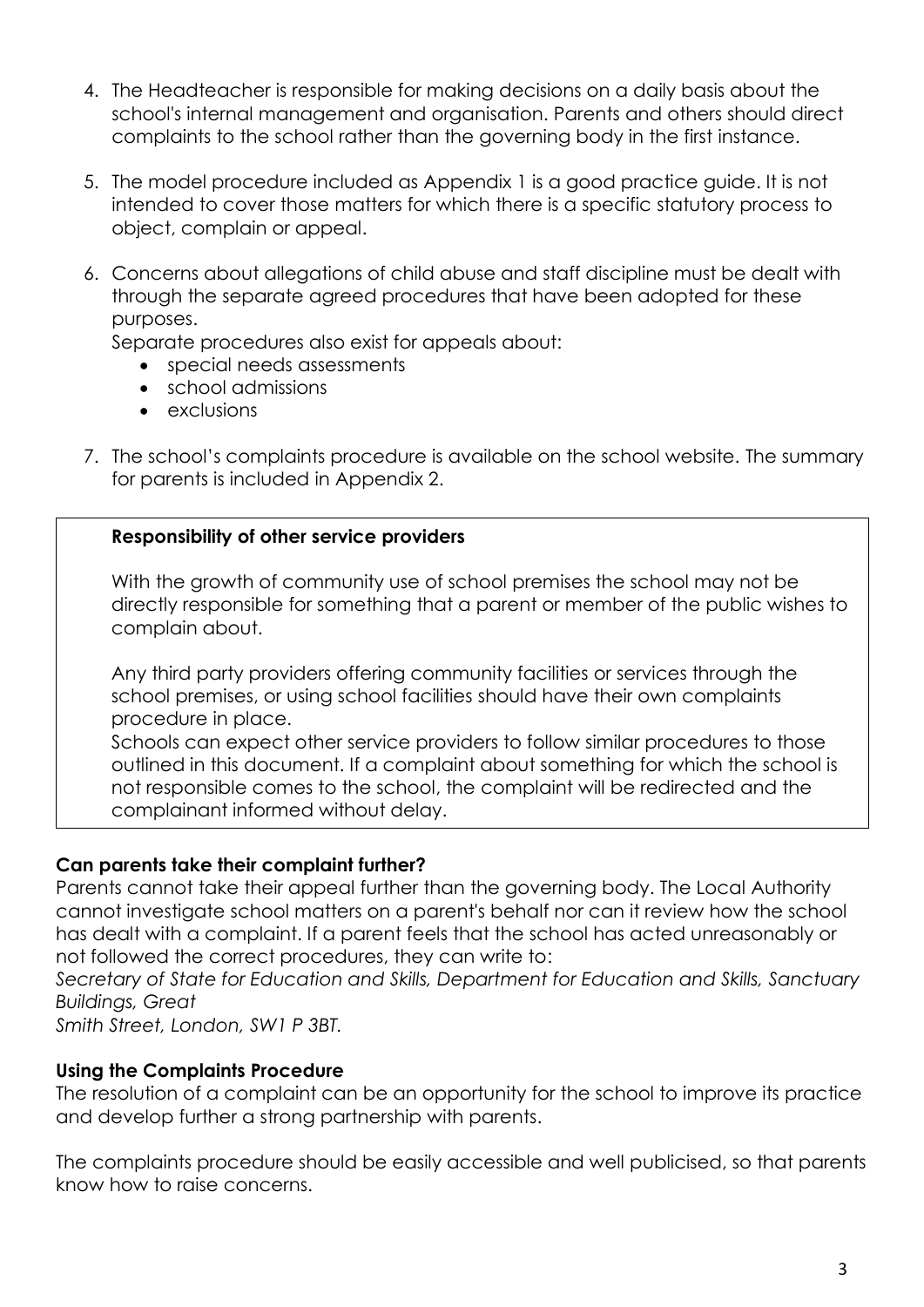4. The Headteacher is responsible for making decisions on a daily basis about the school's internal management and organisation. Parents and others should direct complaints to the school rather than the governing body in the first instance.

5. The model procedure included as Appendix 1 is a good practice guide. It is not intended to cover those matters for which there is a specific statutory process to object, complain or appeal.

6. Concerns about allegations of child abuse and staff discipline must be dealt with through the separate agreed procedures that have been adopted for these purposes.

   Separate procedures also exist for appeals about:
   - special needs assessments
   - school admissions
   - exclusions

7. The school's complaints procedure is available on the school website. The summary for parents is included in Appendix 2.

**Responsibility of other service providers**

With the growth of community use of school premises the school may not be directly responsible for something that a parent or member of the public wishes to complain about.

Any third party providers offering community facilities or services through the school premises, or using school facilities should have their own complaints procedure in place.

Schools can expect other service providers to follow similar procedures to those outlined in this document. If a complaint about something for which the school is not responsible comes to the school, the complaint will be redirected and the complainant informed without delay.

**Can parents take their complaint further?**

Parents cannot take their appeal further than the governing body. The Local Authority cannot investigate school matters on a parent's behalf nor can it review how the school has dealt with a complaint. If a parent feels that the school has acted unreasonably or not followed the correct procedures, they can write to:

*Secretary of State for Education and Skills, Department for Education and Skills, Sanctuary Buildings, Great Smith Street, London, SW1 P 3BT.*

**Using the Complaints Procedure**

The resolution of a complaint can be an opportunity for the school to improve its practice and develop further a strong partnership with parents.

The complaints procedure should be easily accessible and well publicised, so that parents know how to raise concerns.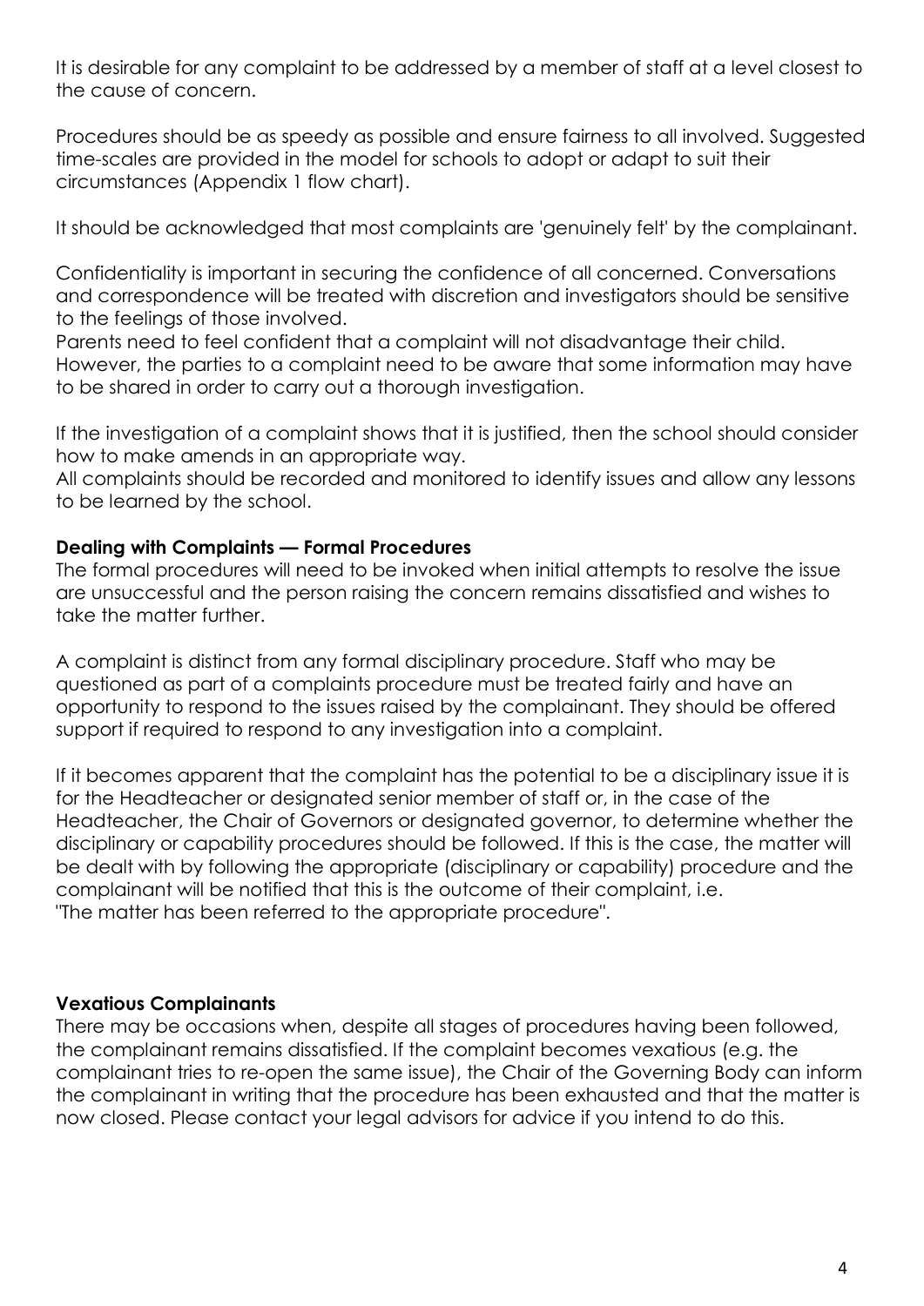It is desirable for any complaint to be addressed by a member of staff at a level closest to the cause of concern.

Procedures should be as speedy as possible and ensure fairness to all involved. Suggested time-scales are provided in the model for schools to adopt or adapt to suit their circumstances (Appendix 1 flow chart).

It should be acknowledged that most complaints are 'genuinely felt' by the complainant.

Confidentiality is important in securing the confidence of all concerned. Conversations and correspondence will be treated with discretion and investigators should be sensitive to the feelings of those involved.
Parents need to feel confident that a complaint will not disadvantage their child. However, the parties to a complaint need to be aware that some information may have to be shared in order to carry out a thorough investigation.

If the investigation of a complaint shows that it is justified, then the school should consider how to make amends in an appropriate way.
All complaints should be recorded and monitored to identify issues and allow any lessons to be learned by the school.

**Dealing with Complaints — Formal Procedures**

The formal procedures will need to be invoked when initial attempts to resolve the issue are unsuccessful and the person raising the concern remains dissatisfied and wishes to take the matter further.

A complaint is distinct from any formal disciplinary procedure. Staff who may be questioned as part of a complaints procedure must be treated fairly and have an opportunity to respond to the issues raised by the complainant. They should be offered support if required to respond to any investigation into a complaint.

If it becomes apparent that the complaint has the potential to be a disciplinary issue it is for the Headteacher or designated senior member of staff or, in the case of the Headteacher, the Chair of Governors or designated governor, to determine whether the disciplinary or capability procedures should be followed. If this is the case, the matter will be dealt with by following the appropriate (disciplinary or capability) procedure and the complainant will be notified that this is the outcome of their complaint, i.e.
"The matter has been referred to the appropriate procedure".

**Vexatious Complainants**

There may be occasions when, despite all stages of procedures having been followed, the complainant remains dissatisfied. If the complaint becomes vexatious (e.g. the complainant tries to re-open the same issue), the Chair of the Governing Body can inform the complainant in writing that the procedure has been exhausted and that the matter is now closed. Please contact your legal advisors for advice if you intend to do this.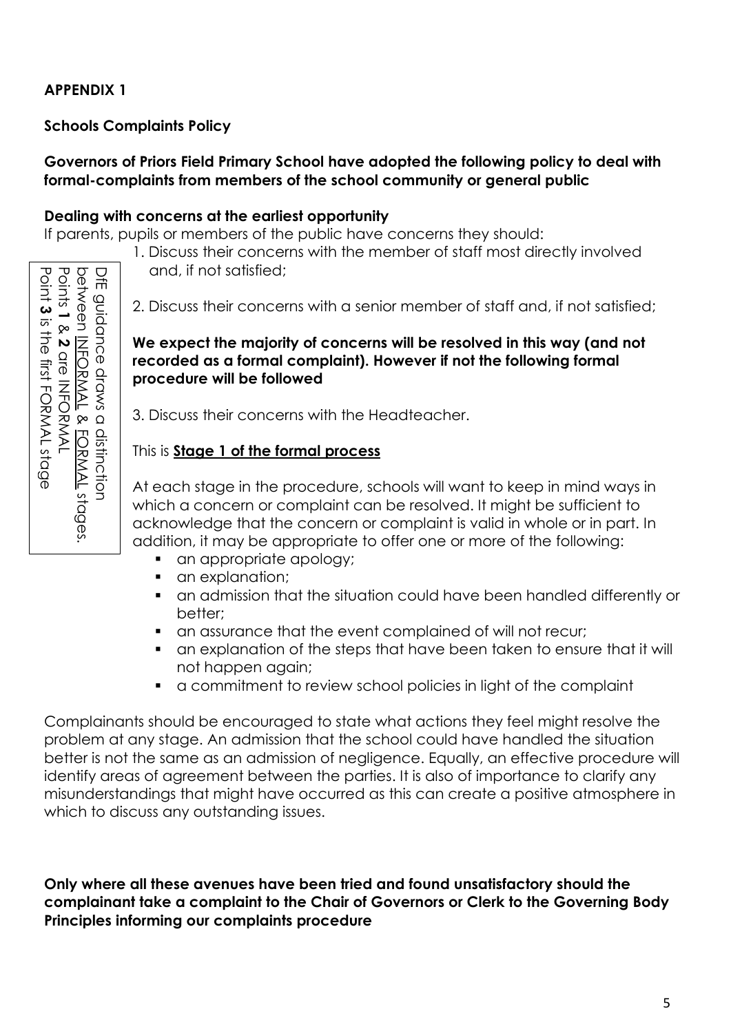**APPENDIX 1**

**Schools Complaints Policy**

**Governors of Priors Field Primary School have adopted the following policy to deal with formal-complaints from members of the school community or general public**

**Dealing with concerns at the earliest opportunity**

If parents, pupils or members of the public have concerns they should:

> DfE guidance draws a distinction between INFORMAL & FORMAL stages.
> Points **1** & **2** are INFORMAL
> Point **3** is the first FORMAL stage

1. Discuss their concerns with the member of staff most directly involved and, if not satisfied;

2. Discuss their concerns with a senior member of staff and, if not satisfied;

**We expect the majority of concerns will be resolved in this way (and not recorded as a formal complaint). However if not the following formal procedure will be followed**

3. Discuss their concerns with the Headteacher.

This is **Stage 1 of the formal process**

At each stage in the procedure, schools will want to keep in mind ways in which a concern or complaint can be resolved. It might be sufficient to acknowledge that the concern or complaint is valid in whole or in part. In addition, it may be appropriate to offer one or more of the following:

- an appropriate apology;
- an explanation;
- an admission that the situation could have been handled differently or better;
- an assurance that the event complained of will not recur;
- an explanation of the steps that have been taken to ensure that it will not happen again;
- a commitment to review school policies in light of the complaint

Complainants should be encouraged to state what actions they feel might resolve the problem at any stage. An admission that the school could have handled the situation better is not the same as an admission of negligence. Equally, an effective procedure will identify areas of agreement between the parties. It is also of importance to clarify any misunderstandings that might have occurred as this can create a positive atmosphere in which to discuss any outstanding issues.

**Only where all these avenues have been tried and found unsatisfactory should the complainant take a complaint to the Chair of Governors or Clerk to the Governing Body**

**Principles informing our complaints procedure**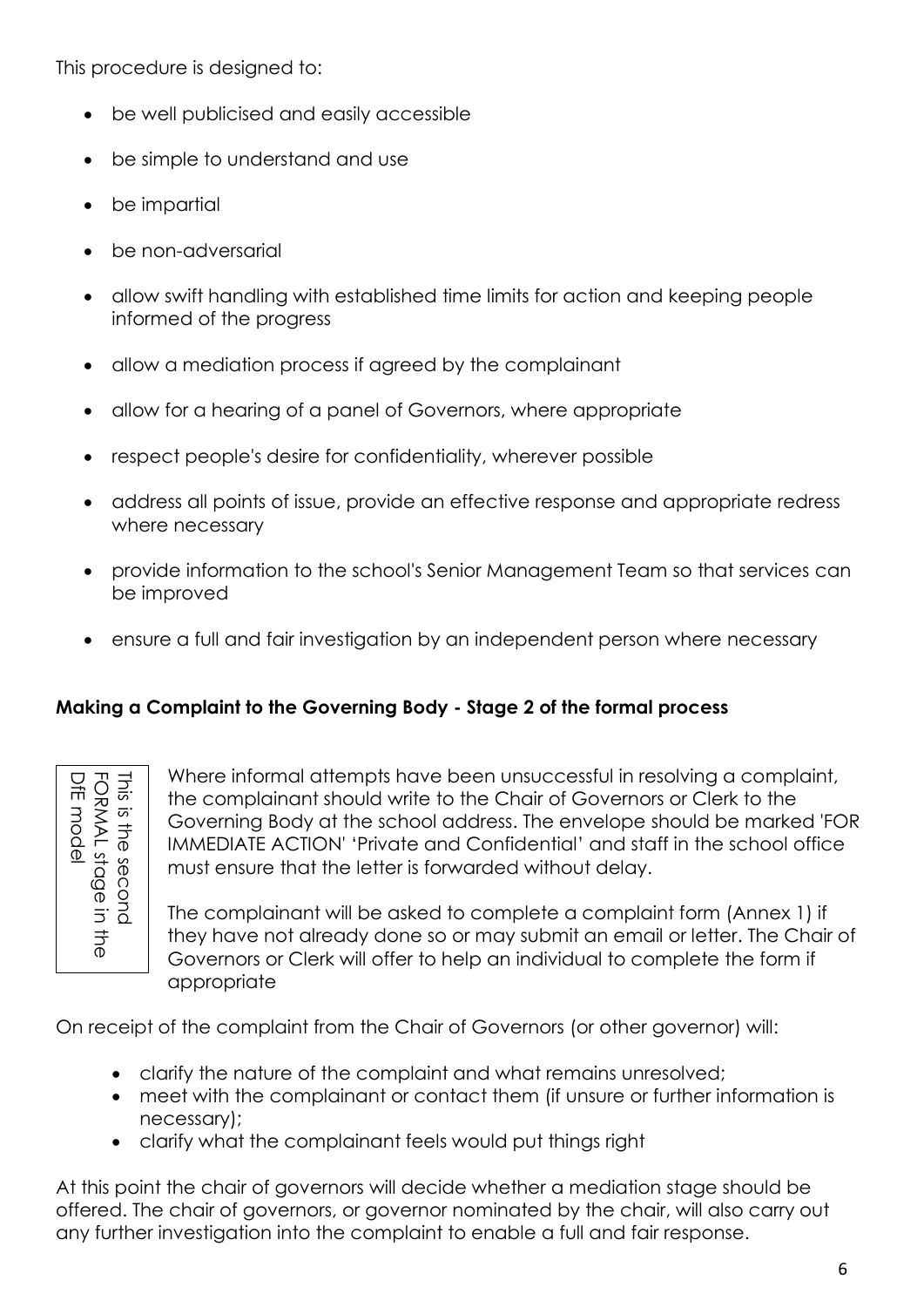This procedure is designed to:

- be well publicised and easily accessible
- be simple to understand and use
- be impartial
- be non-adversarial
- allow swift handling with established time limits for action and keeping people informed of the progress
- allow a mediation process if agreed by the complainant
- allow for a hearing of a panel of Governors, where appropriate
- respect people's desire for confidentiality, wherever possible
- address all points of issue, provide an effective response and appropriate redress where necessary
- provide information to the school's Senior Management Team so that services can be improved
- ensure a full and fair investigation by an independent person where necessary

**Making a Complaint to the Governing Body - Stage 2 of the formal process**

This is the second FORMAL stage in the DfE model

Where informal attempts have been unsuccessful in resolving a complaint, the complainant should write to the Chair of Governors or Clerk to the Governing Body at the school address. The envelope should be marked 'FOR IMMEDIATE ACTION' 'Private and Confidential' and staff in the school office must ensure that the letter is forwarded without delay.

The complainant will be asked to complete a complaint form (Annex 1) if they have not already done so or may submit an email or letter. The Chair of Governors or Clerk will offer to help an individual to complete the form if appropriate

On receipt of the complaint from the Chair of Governors (or other governor) will:

- clarify the nature of the complaint and what remains unresolved;
- meet with the complainant or contact them (if unsure or further information is necessary);
- clarify what the complainant feels would put things right

At this point the chair of governors will decide whether a mediation stage should be offered. The chair of governors, or governor nominated by the chair, will also carry out any further investigation into the complaint to enable a full and fair response.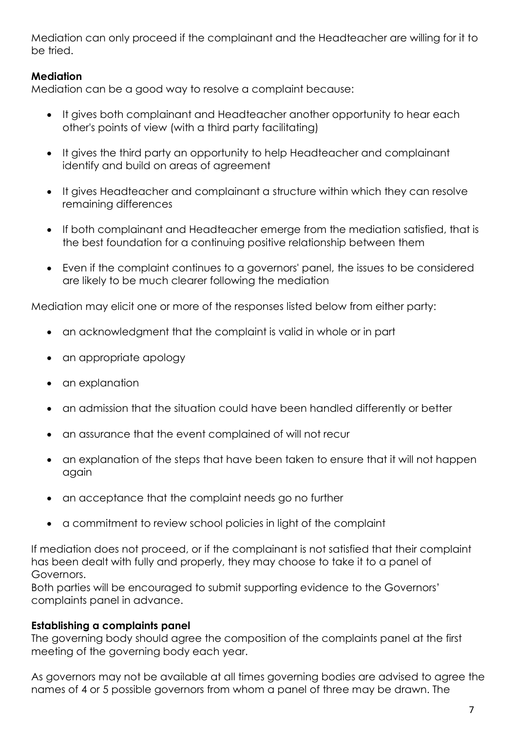Mediation can only proceed if the complainant and the Headteacher are willing for it to be tried.

**Mediation**
Mediation can be a good way to resolve a complaint because:

- It gives both complainant and Headteacher another opportunity to hear each other's points of view (with a third party facilitating)
- It gives the third party an opportunity to help Headteacher and complainant identify and build on areas of agreement
- It gives Headteacher and complainant a structure within which they can resolve remaining differences
- If both complainant and Headteacher emerge from the mediation satisfied, that is the best foundation for a continuing positive relationship between them
- Even if the complaint continues to a governors' panel, the issues to be considered are likely to be much clearer following the mediation

Mediation may elicit one or more of the responses listed below from either party:

- an acknowledgment that the complaint is valid in whole or in part
- an appropriate apology
- an explanation
- an admission that the situation could have been handled differently or better
- an assurance that the event complained of will not recur
- an explanation of the steps that have been taken to ensure that it will not happen again
- an acceptance that the complaint needs go no further
- a commitment to review school policies in light of the complaint

If mediation does not proceed, or if the complainant is not satisfied that their complaint has been dealt with fully and properly, they may choose to take it to a panel of Governors.
Both parties will be encouraged to submit supporting evidence to the Governors' complaints panel in advance.

**Establishing a complaints panel**
The governing body should agree the composition of the complaints panel at the first meeting of the governing body each year.

As governors may not be available at all times governing bodies are advised to agree the names of 4 or 5 possible governors from whom a panel of three may be drawn. The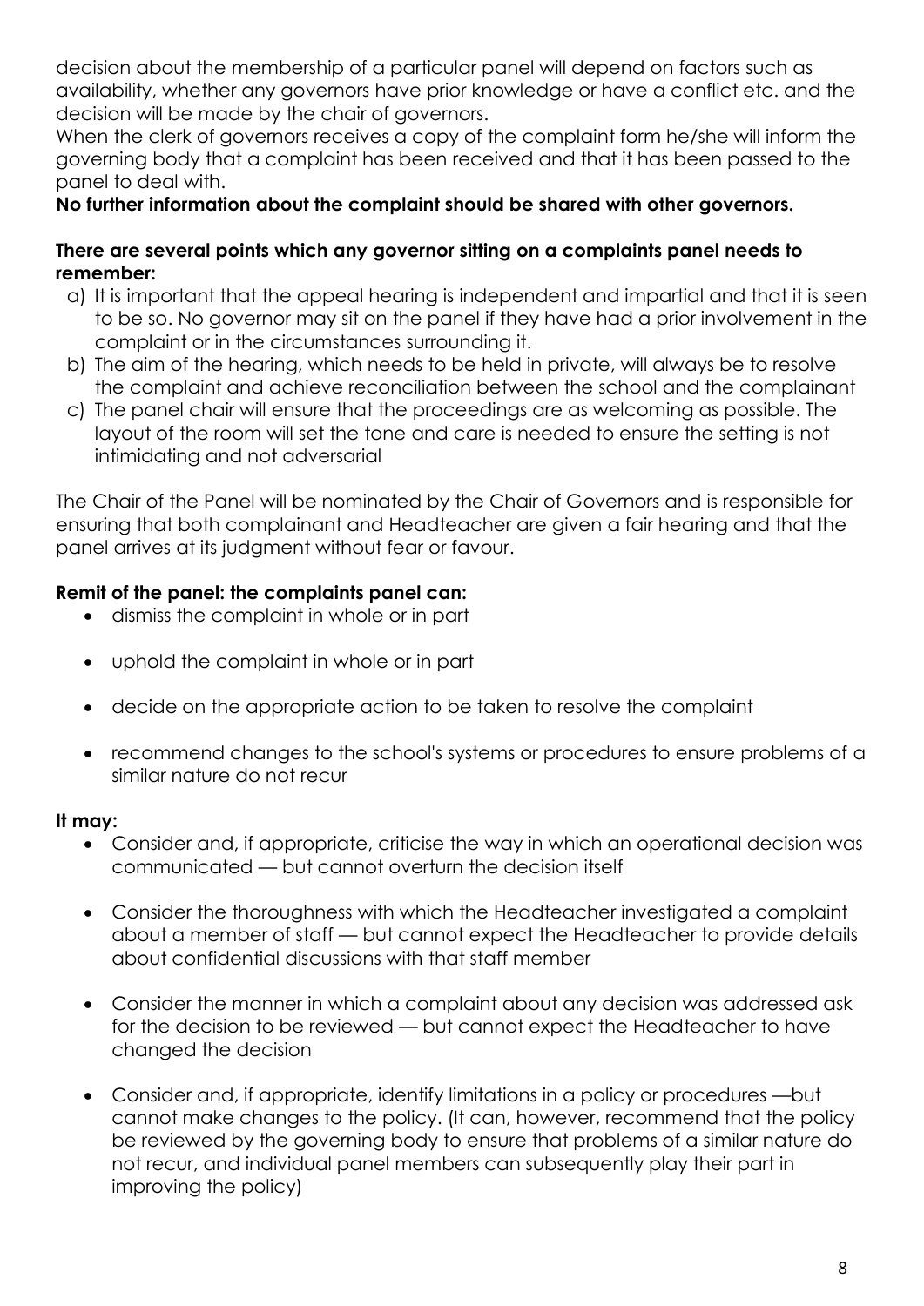decision about the membership of a particular panel will depend on factors such as availability, whether any governors have prior knowledge or have a conflict etc. and the decision will be made by the chair of governors.

When the clerk of governors receives a copy of the complaint form he/she will inform the governing body that a complaint has been received and that it has been passed to the panel to deal with.

**No further information about the complaint should be shared with other governors.**

**There are several points which any governor sitting on a complaints panel needs to remember:**

a) It is important that the appeal hearing is independent and impartial and that it is seen to be so. No governor may sit on the panel if they have had a prior involvement in the complaint or in the circumstances surrounding it.
b) The aim of the hearing, which needs to be held in private, will always be to resolve the complaint and achieve reconciliation between the school and the complainant
c) The panel chair will ensure that the proceedings are as welcoming as possible. The layout of the room will set the tone and care is needed to ensure the setting is not intimidating and not adversarial

The Chair of the Panel will be nominated by the Chair of Governors and is responsible for ensuring that both complainant and Headteacher are given a fair hearing and that the panel arrives at its judgment without fear or favour.

**Remit of the panel: the complaints panel can:**

- dismiss the complaint in whole or in part
- uphold the complaint in whole or in part
- decide on the appropriate action to be taken to resolve the complaint
- recommend changes to the school's systems or procedures to ensure problems of a similar nature do not recur

**It may:**

- Consider and, if appropriate, criticise the way in which an operational decision was communicated — but cannot overturn the decision itself
- Consider the thoroughness with which the Headteacher investigated a complaint about a member of staff — but cannot expect the Headteacher to provide details about confidential discussions with that staff member
- Consider the manner in which a complaint about any decision was addressed ask for the decision to be reviewed — but cannot expect the Headteacher to have changed the decision
- Consider and, if appropriate, identify limitations in a policy or procedures —but cannot make changes to the policy. (It can, however, recommend that the policy be reviewed by the governing body to ensure that problems of a similar nature do not recur, and individual panel members can subsequently play their part in improving the policy)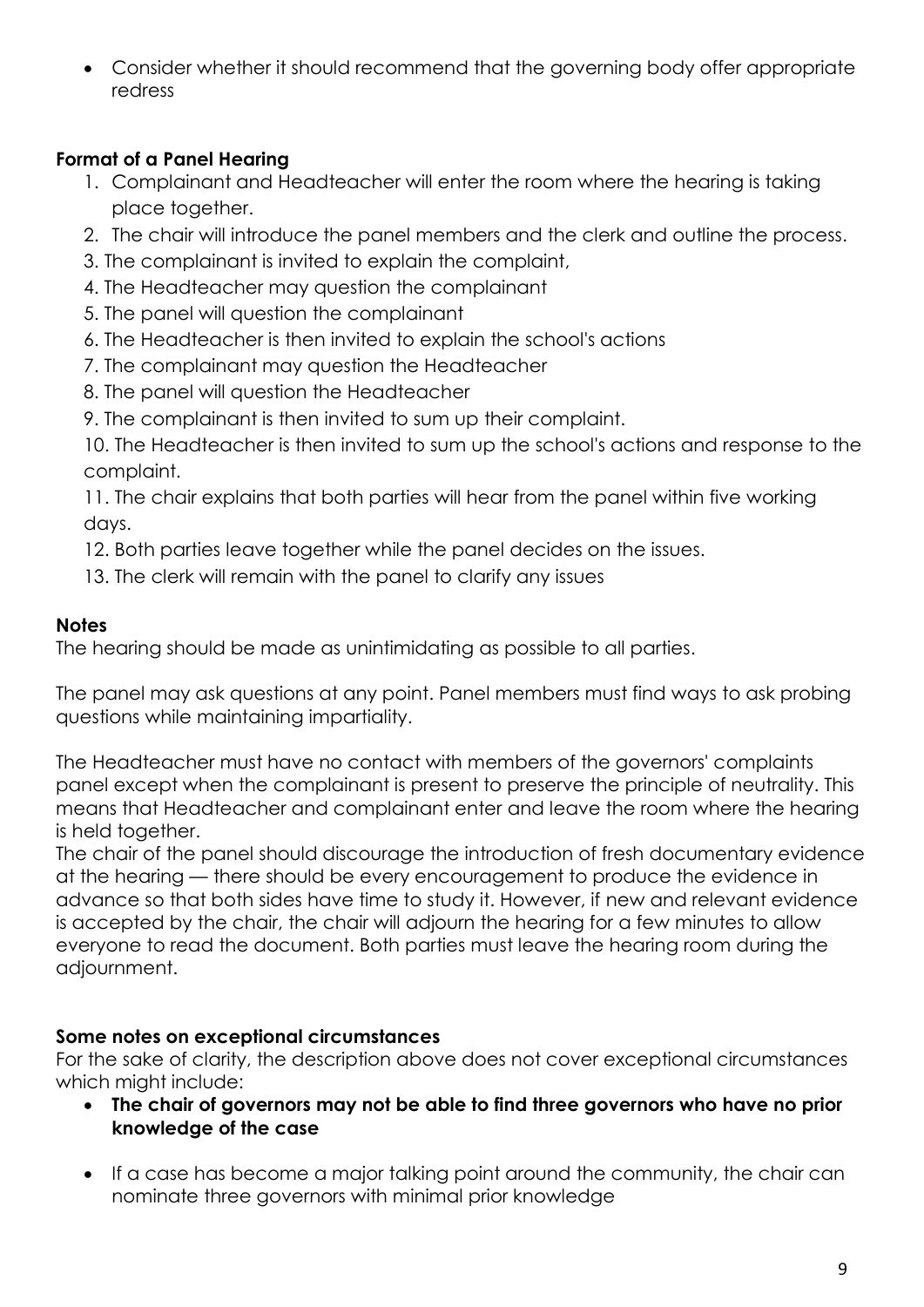- Consider whether it should recommend that the governing body offer appropriate redress

**Format of a Panel Hearing**

1. Complainant and Headteacher will enter the room where the hearing is taking place together.
2. The chair will introduce the panel members and the clerk and outline the process.
3. The complainant is invited to explain the complaint,
4. The Headteacher may question the complainant
5. The panel will question the complainant
6. The Headteacher is then invited to explain the school's actions
7. The complainant may question the Headteacher
8. The panel will question the Headteacher
9. The complainant is then invited to sum up their complaint.
10. The Headteacher is then invited to sum up the school's actions and response to the complaint.
11. The chair explains that both parties will hear from the panel within five working days.
12. Both parties leave together while the panel decides on the issues.
13. The clerk will remain with the panel to clarify any issues

**Notes**

The hearing should be made as unintimidating as possible to all parties.

The panel may ask questions at any point. Panel members must find ways to ask probing questions while maintaining impartiality.

The Headteacher must have no contact with members of the governors' complaints panel except when the complainant is present to preserve the principle of neutrality. This means that Headteacher and complainant enter and leave the room where the hearing is held together.

The chair of the panel should discourage the introduction of fresh documentary evidence at the hearing — there should be every encouragement to produce the evidence in advance so that both sides have time to study it. However, if new and relevant evidence is accepted by the chair, the chair will adjourn the hearing for a few minutes to allow everyone to read the document. Both parties must leave the hearing room during the adjournment.

**Some notes on exceptional circumstances**

For the sake of clarity, the description above does not cover exceptional circumstances which might include:

- **The chair of governors may not be able to find three governors who have no prior knowledge of the case**
- If a case has become a major talking point around the community, the chair can nominate three governors with minimal prior knowledge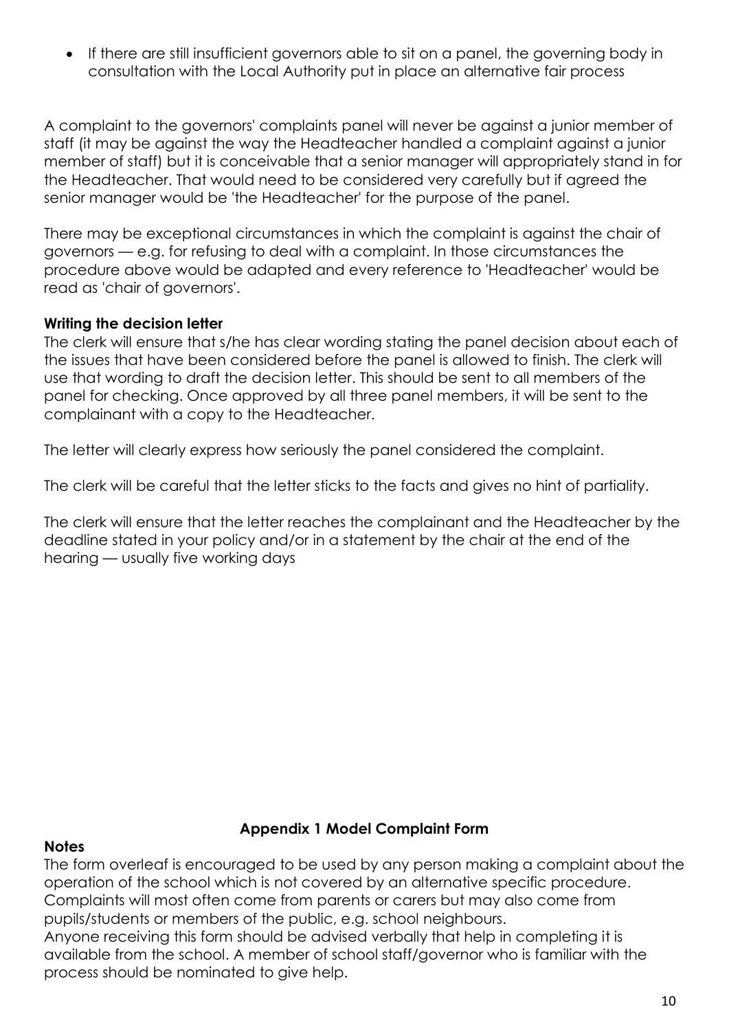- If there are still insufficient governors able to sit on a panel, the governing body in consultation with the Local Authority put in place an alternative fair process

A complaint to the governors' complaints panel will never be against a junior member of staff (it may be against the way the Headteacher handled a complaint against a junior member of staff) but it is conceivable that a senior manager will appropriately stand in for the Headteacher. That would need to be considered very carefully but if agreed the senior manager would be 'the Headteacher' for the purpose of the panel.

There may be exceptional circumstances in which the complaint is against the chair of governors — e.g. for refusing to deal with a complaint. In those circumstances the procedure above would be adapted and every reference to 'Headteacher' would be read as 'chair of governors'.

**Writing the decision letter**

The clerk will ensure that s/he has clear wording stating the panel decision about each of the issues that have been considered before the panel is allowed to finish. The clerk will use that wording to draft the decision letter. This should be sent to all members of the panel for checking. Once approved by all three panel members, it will be sent to the complainant with a copy to the Headteacher.

The letter will clearly express how seriously the panel considered the complaint.

The clerk will be careful that the letter sticks to the facts and gives no hint of partiality.

The clerk will ensure that the letter reaches the complainant and the Headteacher by the deadline stated in your policy and/or in a statement by the chair at the end of the hearing — usually five working days

## Appendix 1 Model Complaint Form

**Notes**

The form overleaf is encouraged to be used by any person making a complaint about the operation of the school which is not covered by an alternative specific procedure. Complaints will most often come from parents or carers but may also come from pupils/students or members of the public, e.g. school neighbours.

Anyone receiving this form should be advised verbally that help in completing it is available from the school. A member of school staff/governor who is familiar with the process should be nominated to give help.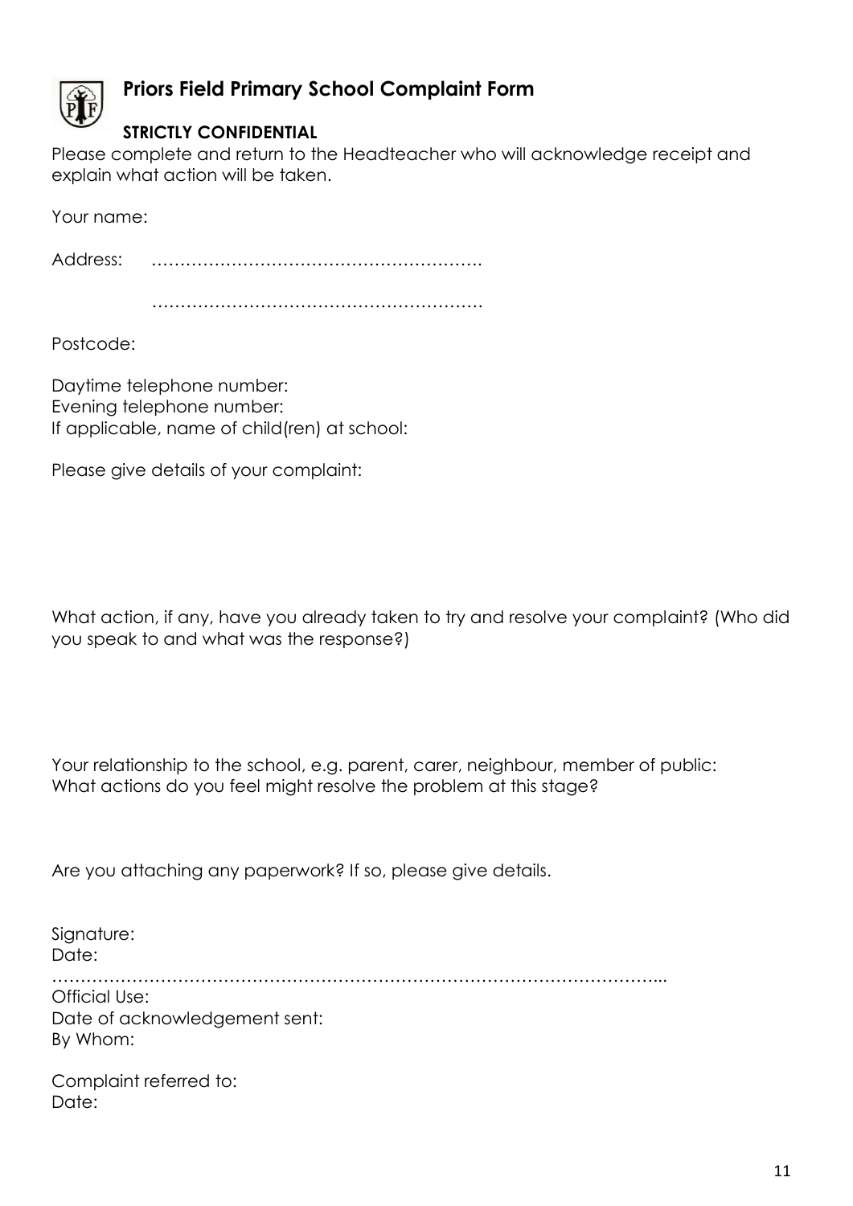# Priors Field Primary School Complaint Form

**STRICTLY CONFIDENTIAL**

Please complete and return to the Headteacher who will acknowledge receipt and explain what action will be taken.

Your name:

Address: ………………………………………………….

…………………………………………………

Postcode:

Daytime telephone number:
Evening telephone number:
If applicable, name of child(ren) at school:

Please give details of your complaint:

What action, if any, have you already taken to try and resolve your complaint? (Who did you speak to and what was the response?)

Your relationship to the school, e.g. parent, carer, neighbour, member of public:
What actions do you feel might resolve the problem at this stage?

Are you attaching any paperwork? If so, please give details.

Signature:
Date:

…………………………………………………………………………………………...

Official Use:
Date of acknowledgement sent:
By Whom:

Complaint referred to:
Date: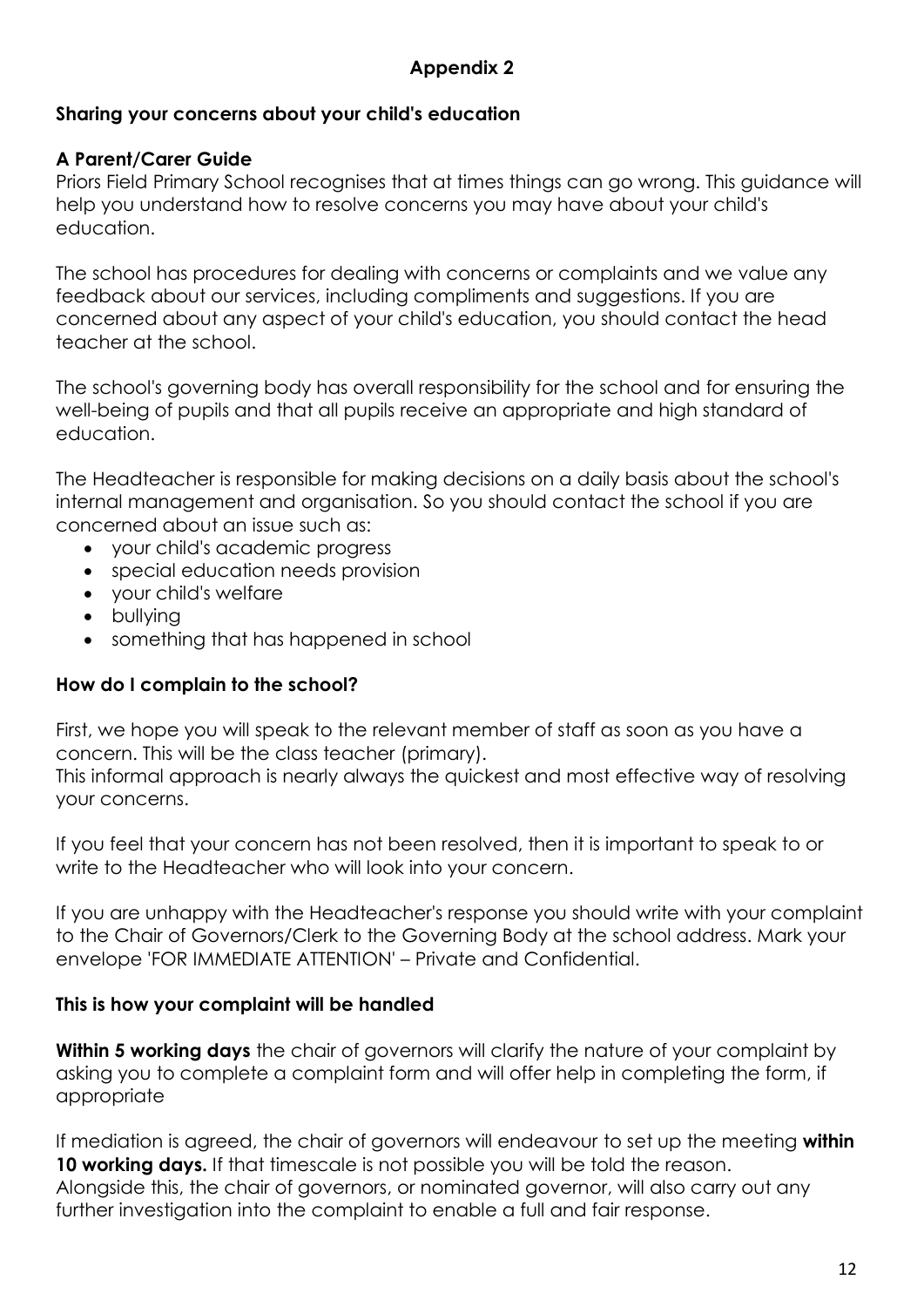## Appendix 2

### Sharing your concerns about your child's education

### A Parent/Carer Guide

Priors Field Primary School recognises that at times things can go wrong. This guidance will help you understand how to resolve concerns you may have about your child's education.

The school has procedures for dealing with concerns or complaints and we value any feedback about our services, including compliments and suggestions. If you are concerned about any aspect of your child's education, you should contact the head teacher at the school.

The school's governing body has overall responsibility for the school and for ensuring the well-being of pupils and that all pupils receive an appropriate and high standard of education.

The Headteacher is responsible for making decisions on a daily basis about the school's internal management and organisation. So you should contact the school if you are concerned about an issue such as:

- your child's academic progress
- special education needs provision
- your child's welfare
- bullying
- something that has happened in school

### How do I complain to the school?

First, we hope you will speak to the relevant member of staff as soon as you have a concern. This will be the class teacher (primary).
This informal approach is nearly always the quickest and most effective way of resolving your concerns.

If you feel that your concern has not been resolved, then it is important to speak to or write to the Headteacher who will look into your concern.

If you are unhappy with the Headteacher's response you should write with your complaint to the Chair of Governors/Clerk to the Governing Body at the school address. Mark your envelope 'FOR IMMEDIATE ATTENTION' – Private and Confidential.

### This is how your complaint will be handled

**Within 5 working days** the chair of governors will clarify the nature of your complaint by asking you to complete a complaint form and will offer help in completing the form, if appropriate

If mediation is agreed, the chair of governors will endeavour to set up the meeting **within 10 working days.** If that timescale is not possible you will be told the reason.
Alongside this, the chair of governors, or nominated governor, will also carry out any further investigation into the complaint to enable a full and fair response.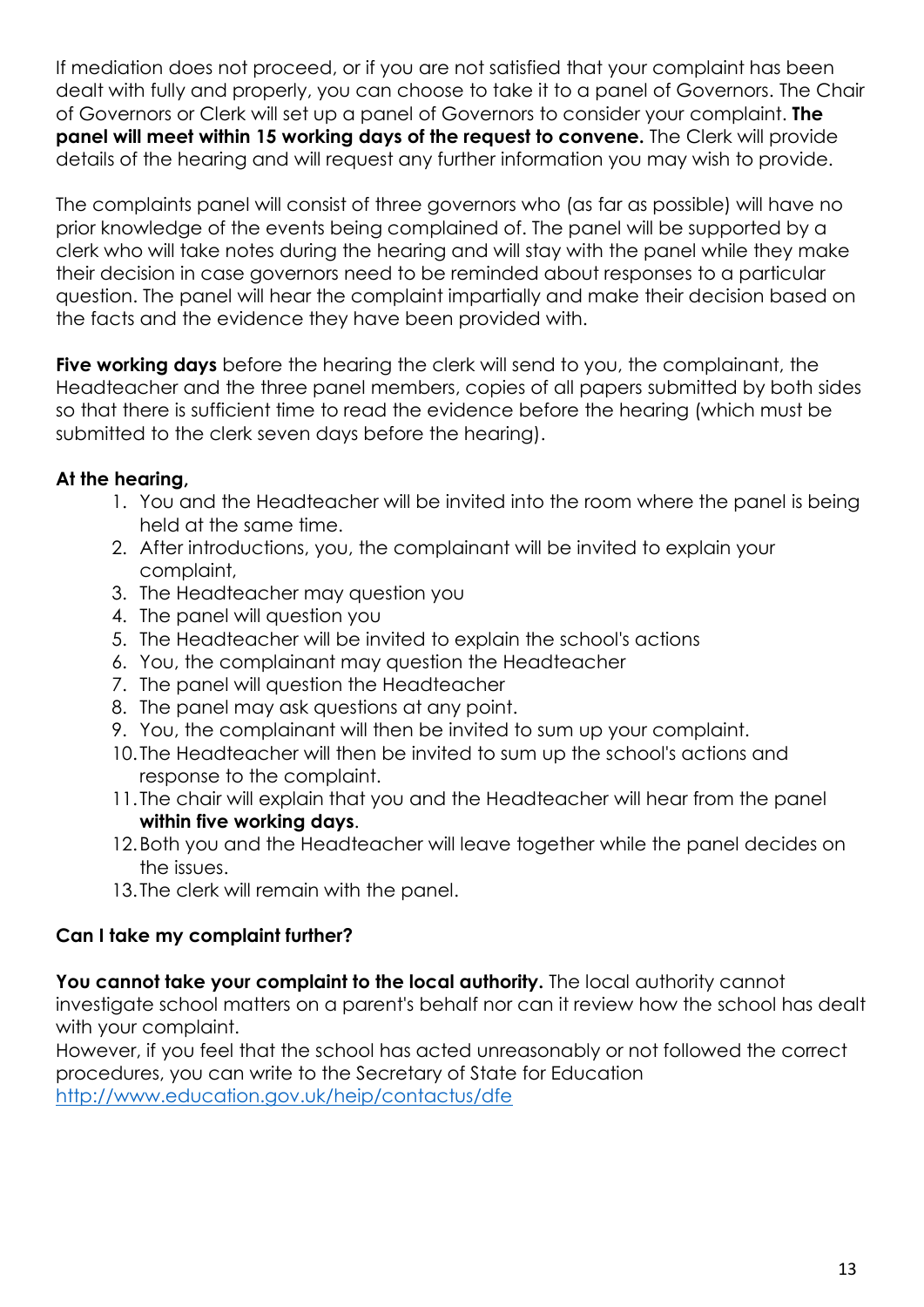If mediation does not proceed, or if you are not satisfied that your complaint has been dealt with fully and properly, you can choose to take it to a panel of Governors. The Chair of Governors or Clerk will set up a panel of Governors to consider your complaint. **The panel will meet within 15 working days of the request to convene.** The Clerk will provide details of the hearing and will request any further information you may wish to provide.

The complaints panel will consist of three governors who (as far as possible) will have no prior knowledge of the events being complained of. The panel will be supported by a clerk who will take notes during the hearing and will stay with the panel while they make their decision in case governors need to be reminded about responses to a particular question. The panel will hear the complaint impartially and make their decision based on the facts and the evidence they have been provided with.

**Five working days** before the hearing the clerk will send to you, the complainant, the Headteacher and the three panel members, copies of all papers submitted by both sides so that there is sufficient time to read the evidence before the hearing (which must be submitted to the clerk seven days before the hearing).

**At the hearing,**

1. You and the Headteacher will be invited into the room where the panel is being held at the same time.
2. After introductions, you, the complainant will be invited to explain your complaint,
3. The Headteacher may question you
4. The panel will question you
5. The Headteacher will be invited to explain the school's actions
6. You, the complainant may question the Headteacher
7. The panel will question the Headteacher
8. The panel may ask questions at any point.
9. You, the complainant will then be invited to sum up your complaint.
10. The Headteacher will then be invited to sum up the school's actions and response to the complaint.
11. The chair will explain that you and the Headteacher will hear from the panel **within five working days**.
12. Both you and the Headteacher will leave together while the panel decides on the issues.
13. The clerk will remain with the panel.

**Can I take my complaint further?**

**You cannot take your complaint to the local authority.** The local authority cannot investigate school matters on a parent's behalf nor can it review how the school has dealt with your complaint.
However, if you feel that the school has acted unreasonably or not followed the correct procedures, you can write to the Secretary of State for Education
http://www.education.gov.uk/heip/contactus/dfe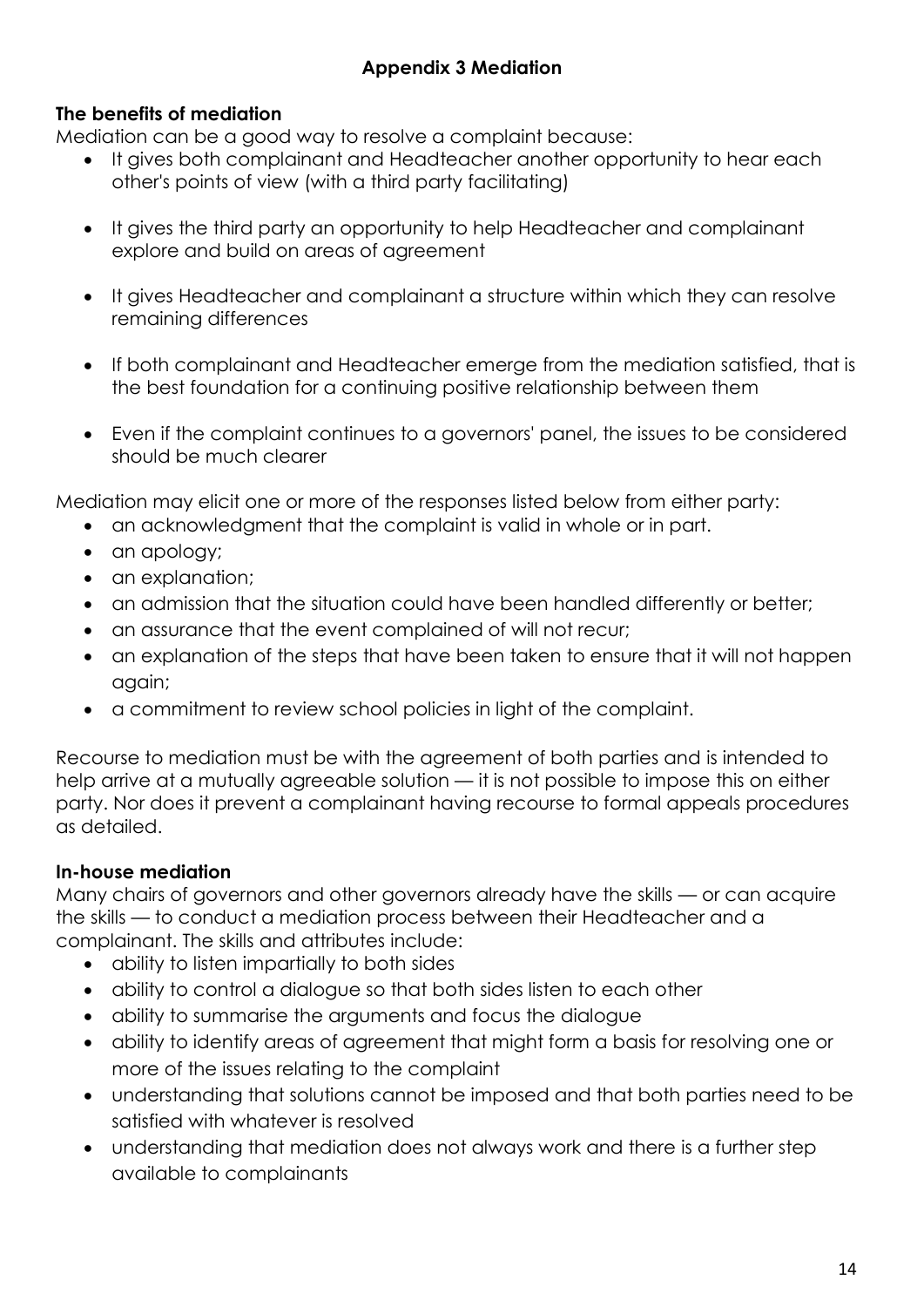## Appendix 3 Mediation

### The benefits of mediation

Mediation can be a good way to resolve a complaint because:

- It gives both complainant and Headteacher another opportunity to hear each other's points of view (with a third party facilitating)
- It gives the third party an opportunity to help Headteacher and complainant explore and build on areas of agreement
- It gives Headteacher and complainant a structure within which they can resolve remaining differences
- If both complainant and Headteacher emerge from the mediation satisfied, that is the best foundation for a continuing positive relationship between them
- Even if the complaint continues to a governors' panel, the issues to be considered should be much clearer

Mediation may elicit one or more of the responses listed below from either party:

- an acknowledgment that the complaint is valid in whole or in part.
- an apology;
- an explanation;
- an admission that the situation could have been handled differently or better;
- an assurance that the event complained of will not recur;
- an explanation of the steps that have been taken to ensure that it will not happen again;
- a commitment to review school policies in light of the complaint.

Recourse to mediation must be with the agreement of both parties and is intended to help arrive at a mutually agreeable solution — it is not possible to impose this on either party. Nor does it prevent a complainant having recourse to formal appeals procedures as detailed.

### In-house mediation

Many chairs of governors and other governors already have the skills — or can acquire the skills — to conduct a mediation process between their Headteacher and a complainant. The skills and attributes include:

- ability to listen impartially to both sides
- ability to control a dialogue so that both sides listen to each other
- ability to summarise the arguments and focus the dialogue
- ability to identify areas of agreement that might form a basis for resolving one or more of the issues relating to the complaint
- understanding that solutions cannot be imposed and that both parties need to be satisfied with whatever is resolved
- understanding that mediation does not always work and there is a further step available to complainants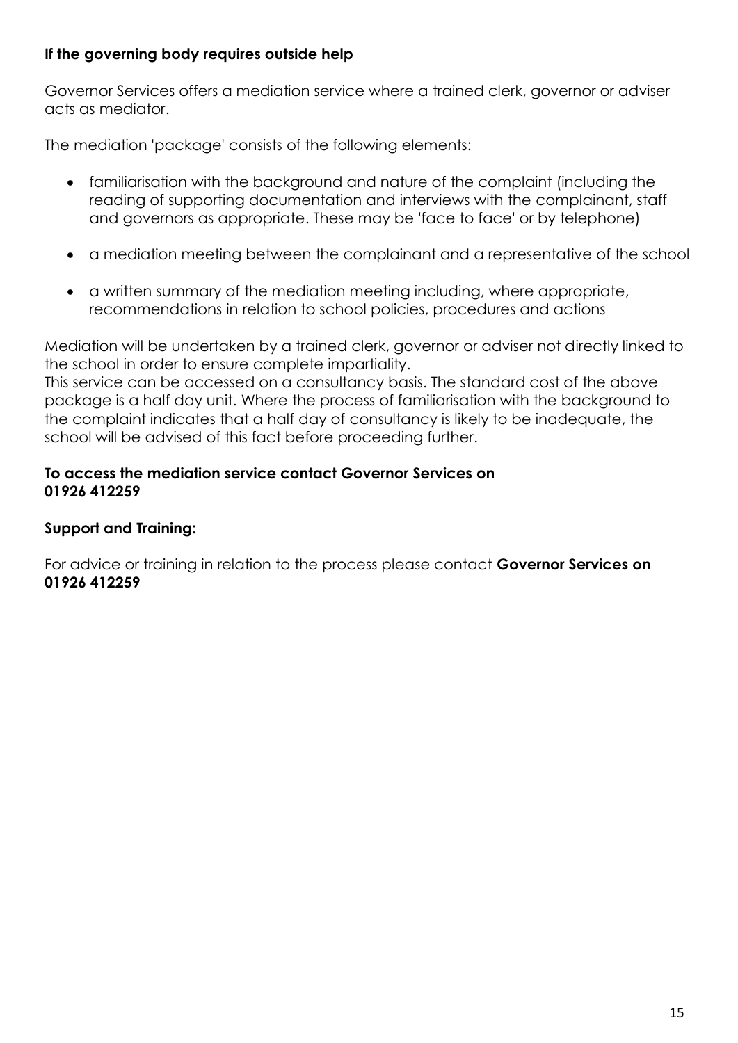**If the governing body requires outside help**

Governor Services offers a mediation service where a trained clerk, governor or adviser acts as mediator.

The mediation 'package' consists of the following elements:

- familiarisation with the background and nature of the complaint (including the reading of supporting documentation and interviews with the complainant, staff and governors as appropriate. These may be 'face to face' or by telephone)
- a mediation meeting between the complainant and a representative of the school
- a written summary of the mediation meeting including, where appropriate, recommendations in relation to school policies, procedures and actions

Mediation will be undertaken by a trained clerk, governor or adviser not directly linked to the school in order to ensure complete impartiality.
This service can be accessed on a consultancy basis. The standard cost of the above package is a half day unit. Where the process of familiarisation with the background to the complaint indicates that a half day of consultancy is likely to be inadequate, the school will be advised of this fact before proceeding further.

**To access the mediation service contact Governor Services on 01926 412259**

**Support and Training:**

For advice or training in relation to the process please contact **Governor Services on 01926 412259**